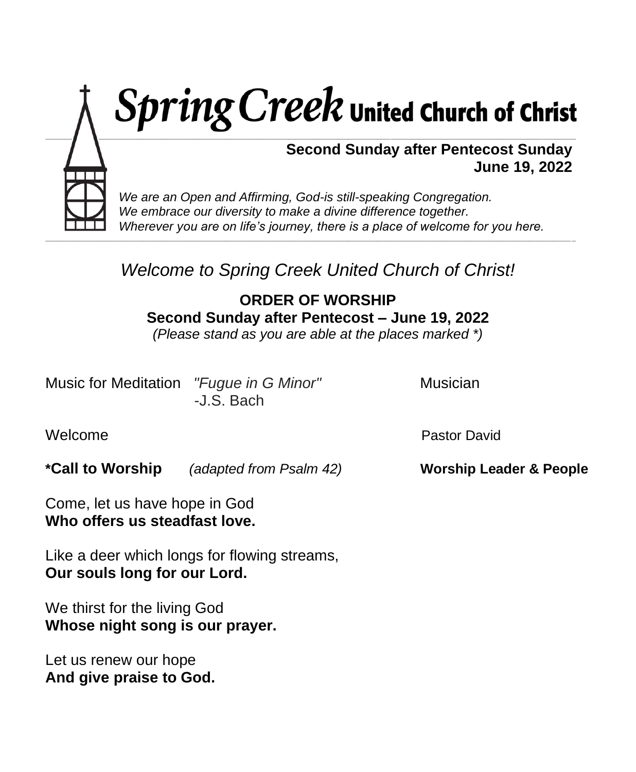# Spring Creek United Church of Christ

**Second Sunday after Pentecost Sunday**
**June 19, 2022**

*We are an Open and Affirming, God-is still-speaking Congregation.*
*We embrace our diversity to make a divine difference together.*
*Wherever you are on life's journey, there is a place of welcome for you here.*

*Welcome to Spring Creek United Church of Christ!*

**ORDER OF WORSHIP**
**Second Sunday after Pentecost – June 19, 2022**
*(Please stand as you are able at the places marked *)*

Music for Meditation *"Fugue in G Minor"* -J.S. Bach — Musician

Welcome — Pastor David

***Call to Worship** *(adapted from Psalm 42)* — **Worship Leader & People**

Come, let us have hope in God
**Who offers us steadfast love.**

Like a deer which longs for flowing streams,
**Our souls long for our Lord.**

We thirst for the living God
**Whose night song is our prayer.**

Let us renew our hope
**And give praise to God.**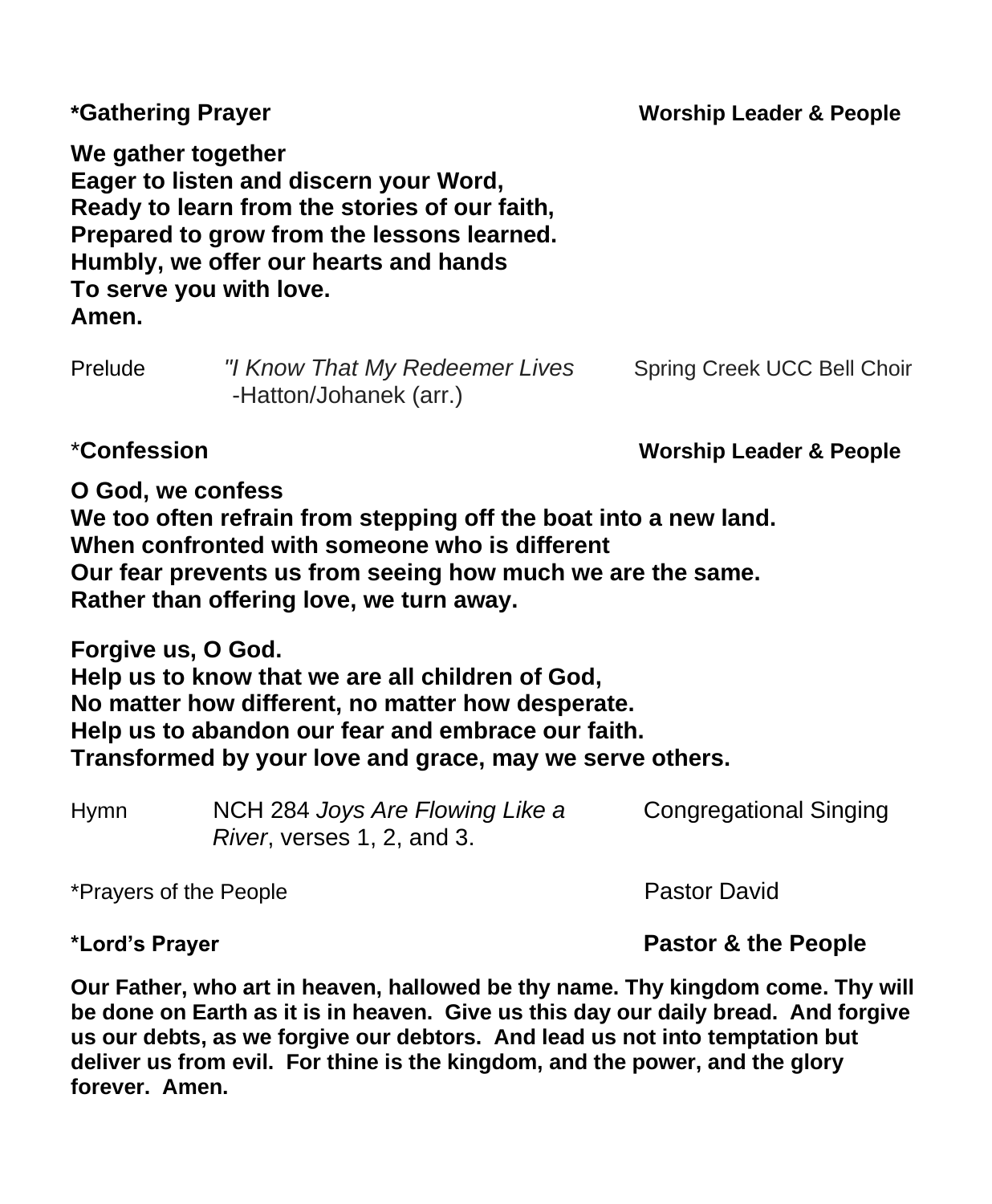**\*Gathering Prayer** **Worship Leader & People**

**We gather together**
**Eager to listen and discern your Word,**
**Ready to learn from the stories of our faith,**
**Prepared to grow from the lessons learned.**
**Humbly, we offer our hearts and hands**
**To serve you with love.**
**Amen.**

Prelude *"I Know That My Redeemer Lives* -Hatton/Johanek (arr.) Spring Creek UCC Bell Choir

\***Confession** **Worship Leader & People**

**O God, we confess**
**We too often refrain from stepping off the boat into a new land.**
**When confronted with someone who is different**
**Our fear prevents us from seeing how much we are the same.**
**Rather than offering love, we turn away.**

**Forgive us, O God.**
**Help us to know that we are all children of God,**
**No matter how different, no matter how desperate.**
**Help us to abandon our fear and embrace our faith.**
**Transformed by your love and grace, may we serve others.**

Hymn NCH 284 *Joys Are Flowing Like a River*, verses 1, 2, and 3. Congregational Singing

\*Prayers of the People Pastor David

**\*Lord's Prayer** **Pastor & the People**

**Our Father, who art in heaven, hallowed be thy name. Thy kingdom come. Thy will be done on Earth as it is in heaven. Give us this day our daily bread. And forgive us our debts, as we forgive our debtors. And lead us not into temptation but deliver us from evil. For thine is the kingdom, and the power, and the glory forever. Amen.**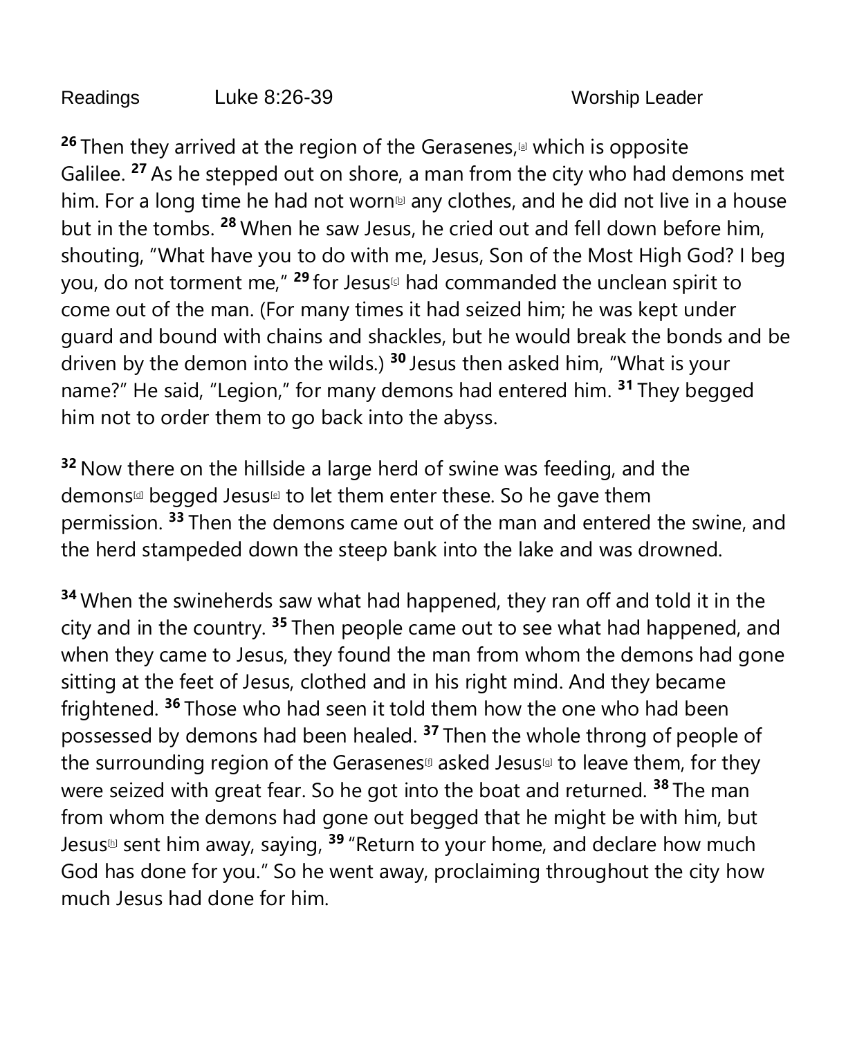Readings Luke 8:26-39 Worship Leader

[26] Then they arrived at the region of the Gerasenes,[a] which is opposite Galilee. [27] As he stepped out on shore, a man from the city who had demons met him. For a long time he had not worn[b] any clothes, and he did not live in a house but in the tombs. [28] When he saw Jesus, he cried out and fell down before him, shouting, "What have you to do with me, Jesus, Son of the Most High God? I beg you, do not torment me," [29] for Jesus[c] had commanded the unclean spirit to come out of the man. (For many times it had seized him; he was kept under guard and bound with chains and shackles, but he would break the bonds and be driven by the demon into the wilds.) [30] Jesus then asked him, "What is your name?" He said, "Legion," for many demons had entered him. [31] They begged him not to order them to go back into the abyss.

[32] Now there on the hillside a large herd of swine was feeding, and the demons[d] begged Jesus[e] to let them enter these. So he gave them permission. [33] Then the demons came out of the man and entered the swine, and the herd stampeded down the steep bank into the lake and was drowned.

[34] When the swineherds saw what had happened, they ran off and told it in the city and in the country. [35] Then people came out to see what had happened, and when they came to Jesus, they found the man from whom the demons had gone sitting at the feet of Jesus, clothed and in his right mind. And they became frightened. [36] Those who had seen it told them how the one who had been possessed by demons had been healed. [37] Then the whole throng of people of the surrounding region of the Gerasenes[f] asked Jesus[g] to leave them, for they were seized with great fear. So he got into the boat and returned. [38] The man from whom the demons had gone out begged that he might be with him, but Jesus[h] sent him away, saying, [39] "Return to your home, and declare how much God has done for you." So he went away, proclaiming throughout the city how much Jesus had done for him.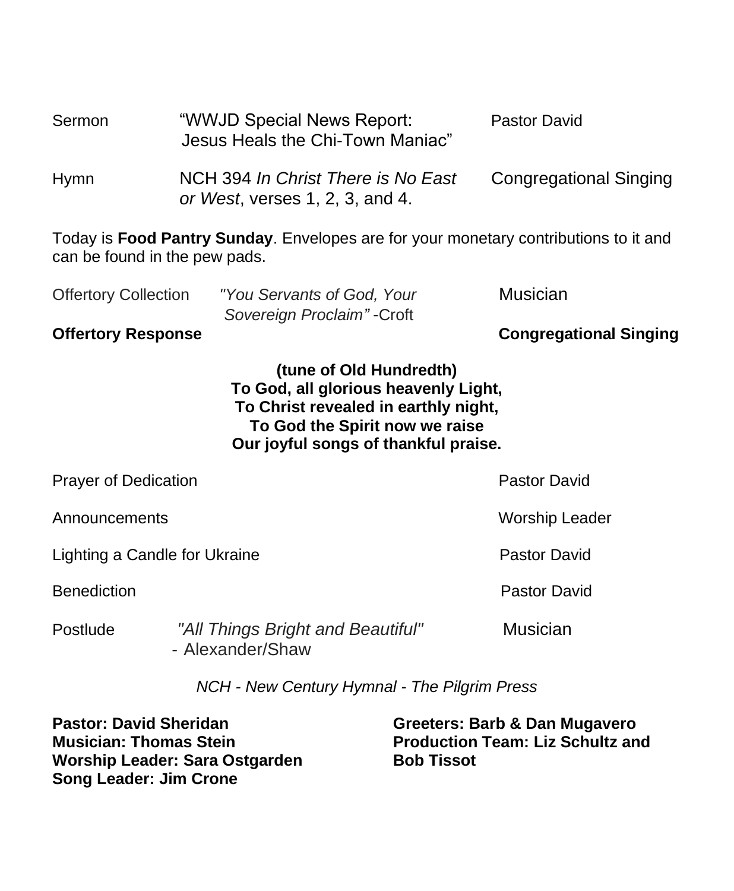Sermon — "WWJD Special News Report: Jesus Heals the Chi-Town Maniac" — Pastor David

Hymn — NCH 394 *In Christ There is No East or West*, verses 1, 2, 3, and 4. — Congregational Singing

Today is **Food Pantry Sunday**. Envelopes are for your monetary contributions to it and can be found in the pew pads.

Offertory Collection — *"You Servants of God, Your Sovereign Proclaim"* -Croft — Musician

**Offertory Response** — **Congregational Singing**

**(tune of Old Hundredth)**
**To God, all glorious heavenly Light,**
**To Christ revealed in earthly night,**
**To God the Spirit now we raise**
**Our joyful songs of thankful praise.**

Prayer of Dedication — Pastor David

Announcements — Worship Leader

Lighting a Candle for Ukraine — Pastor David

Benediction — Pastor David

Postlude — *"All Things Bright and Beautiful"* - Alexander/Shaw — Musician

*NCH - New Century Hymnal - The Pilgrim Press*

**Pastor: David Sheridan**
**Musician: Thomas Stein**
**Worship Leader: Sara Ostgarden**
**Song Leader: Jim Crone**

**Greeters: Barb & Dan Mugavero**
**Production Team: Liz Schultz and Bob Tissot**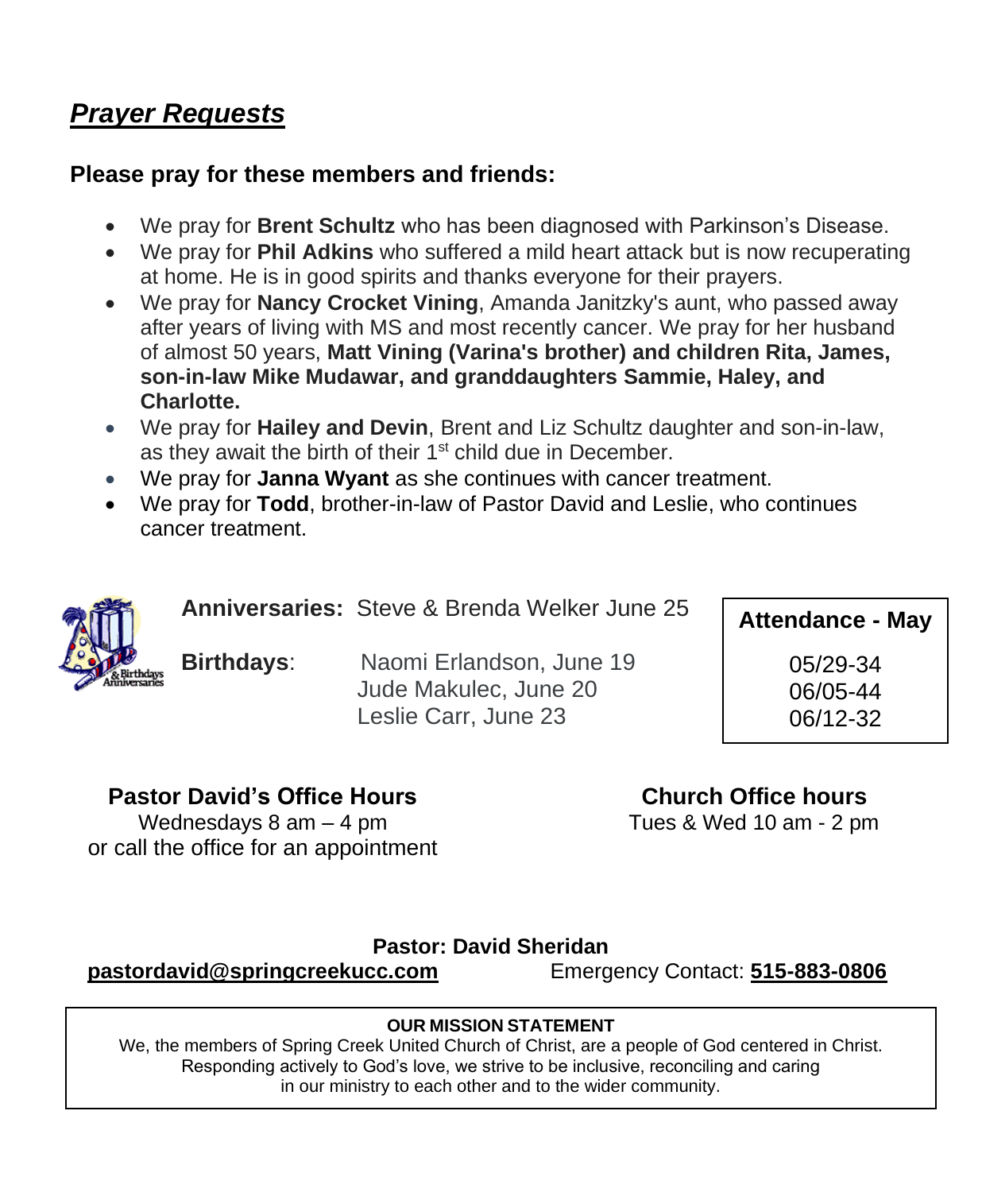## ***Prayer Requests***

**Please pray for these members and friends:**

- We pray for **Brent Schultz** who has been diagnosed with Parkinson's Disease.
- We pray for **Phil Adkins** who suffered a mild heart attack but is now recuperating at home. He is in good spirits and thanks everyone for their prayers.
- We pray for **Nancy Crocket Vining**, Amanda Janitzky's aunt, who passed away after years of living with MS and most recently cancer. We pray for her husband of almost 50 years, **Matt Vining (Varina's brother) and children Rita, James, son-in-law Mike Mudawar, and granddaughters Sammie, Haley, and Charlotte.**
- We pray for **Hailey and Devin**, Brent and Liz Schultz daughter and son-in-law, as they await the birth of their 1st child due in December.
- We pray for **Janna Wyant** as she continues with cancer treatment.
- We pray for **Todd**, brother-in-law of Pastor David and Leslie, who continues cancer treatment.

**Anniversaries:** Steve & Brenda Welker June 25

**Birthdays**: Naomi Erlandson, June 19
Jude Makulec, June 20
Leslie Carr, June 23

**Attendance - May**

05/29-34
06/05-44
06/12-32

**Pastor David's Office Hours**
Wednesdays 8 am – 4 pm
or call the office for an appointment

**Church Office hours**
Tues & Wed 10 am - 2 pm

**Pastor: David Sheridan**
**pastordavid@springcreekucc.com** Emergency Contact: **515-883-0806**

**OUR MISSION STATEMENT**
We, the members of Spring Creek United Church of Christ, are a people of God centered in Christ. Responding actively to God's love, we strive to be inclusive, reconciling and caring in our ministry to each other and to the wider community.